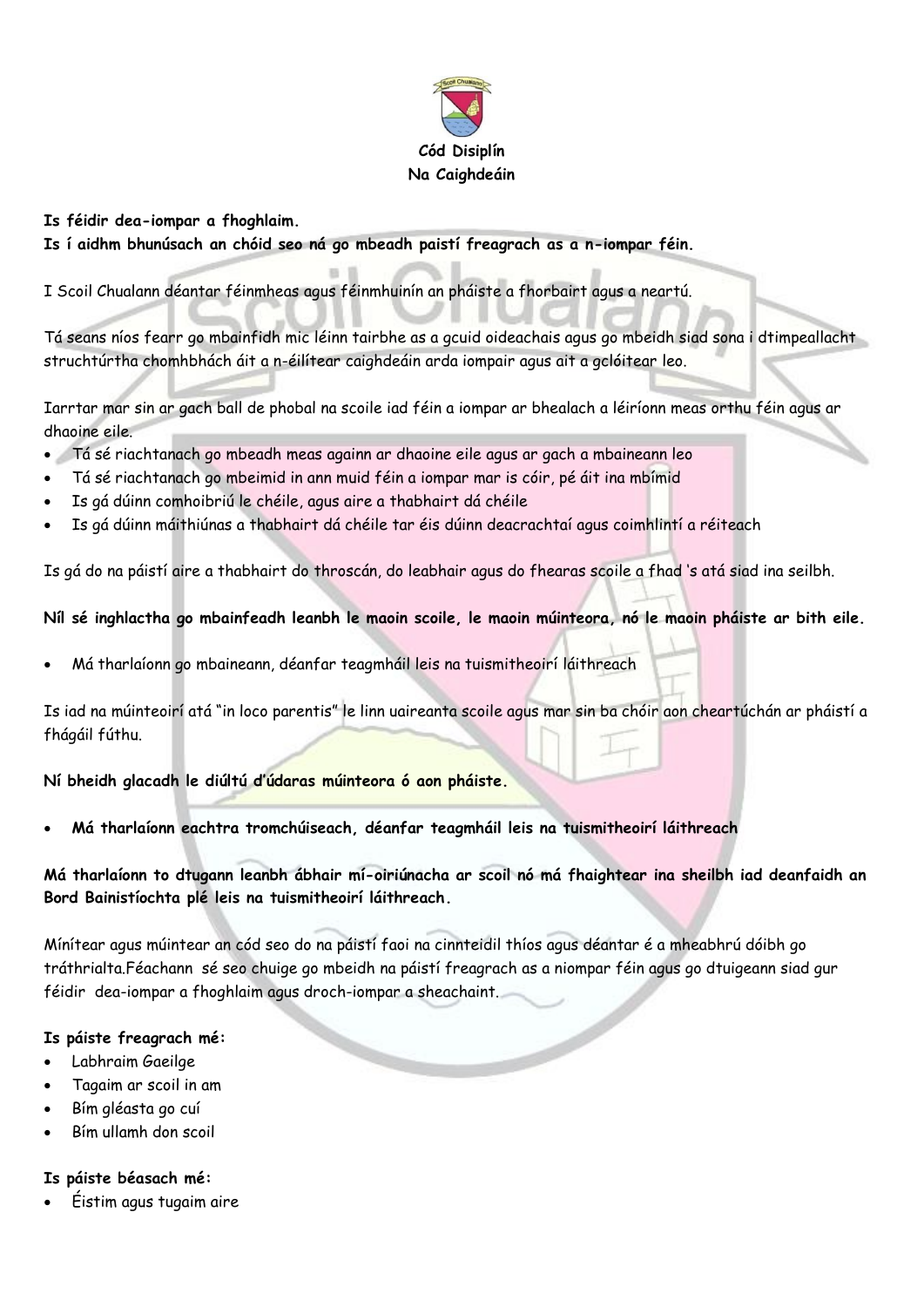**Cód Disiplín**
**Na Caighdeáin**

**Is féidir dea-iompar a fhoghlaim.**
**Is í aidhm bhunúsach an chóid seo ná go mbeadh paistí freagrach as a n-iompar féin.**

I Scoil Chualann déantar féinmheas agus féinmhuinín an pháiste a fhorbairt agus a neartú.

Tá seans níos fearr go mbainfidh mic léinn tairbhe as a gcuid oideachais agus go mbeidh siad sona i dtimpeallacht struchtúrtha chomhbhách áit a n-éilítear caighdeáin arda iompair agus ait a gclóitear leo.

Iarrtar mar sin ar gach ball de phobal na scoile iad féin a iompar ar bhealach a léiríonn meas orthu féin agus ar dhaoine eile.

- Tá sé riachtanach go mbeadh meas againn ar dhaoine eile agus ar gach a mbaineann leo
- Tá sé riachtanach go mbeimid in ann muid féin a iompar mar is cóir, pé áit ina mbímid
- Is gá dúinn comhoibriú le chéile, agus aire a thabhairt dá chéile
- Is gá dúinn máithiúnas a thabhairt dá chéile tar éis dúinn deacrachtaí agus coimhlintí a réiteach

Is gá do na páistí aire a thabhairt do throscán, do leabhair agus do fhearas scoile a fhad 's atá siad ina seilbh.

**Níl sé inghlactha go mbainfeadh leanbh le maoin scoile, le maoin múinteora, nó le maoin pháiste ar bith eile.**

- Má tharlaíonn go mbaineann, déanfar teagmháil leis na tuismitheoirí láithreach

Is iad na múinteoirí atá "in loco parentis" le linn uaireanta scoile agus mar sin ba chóir aon cheartúchán ar pháistí a fhágáil fúthu.

**Ní bheidh glacadh le diúltú d'údaras múinteora ó aon pháiste.**

- **Má tharlaíonn eachtra tromchúiseach, déanfar teagmháil leis na tuismitheoirí láithreach**

**Má tharlaíonn to dtugann leanbh ábhair mí-oiriúnacha ar scoil nó má fhaightear ina sheilbh iad deanfaidh an Bord Bainistíochta plé leis na tuismitheoirí láithreach.**

Mínítear agus múintear an cód seo do na páistí faoi na cinnteidil thíos agus déantar é a mheabhrú dóibh go tráthrialta.Féachann sé seo chuige go mbeidh na páistí freagrach as a niompar féin agus go dtuigeann siad gur féidir dea-iompar a fhoghlaim agus droch-iompar a sheachaint.

**Is páiste freagrach mé:**

- Labhraim Gaeilge
- Tagaim ar scoil in am
- Bím gléasta go cuí
- Bím ullamh don scoil

**Is páiste béasach mé:**

- Éistim agus tugaim aire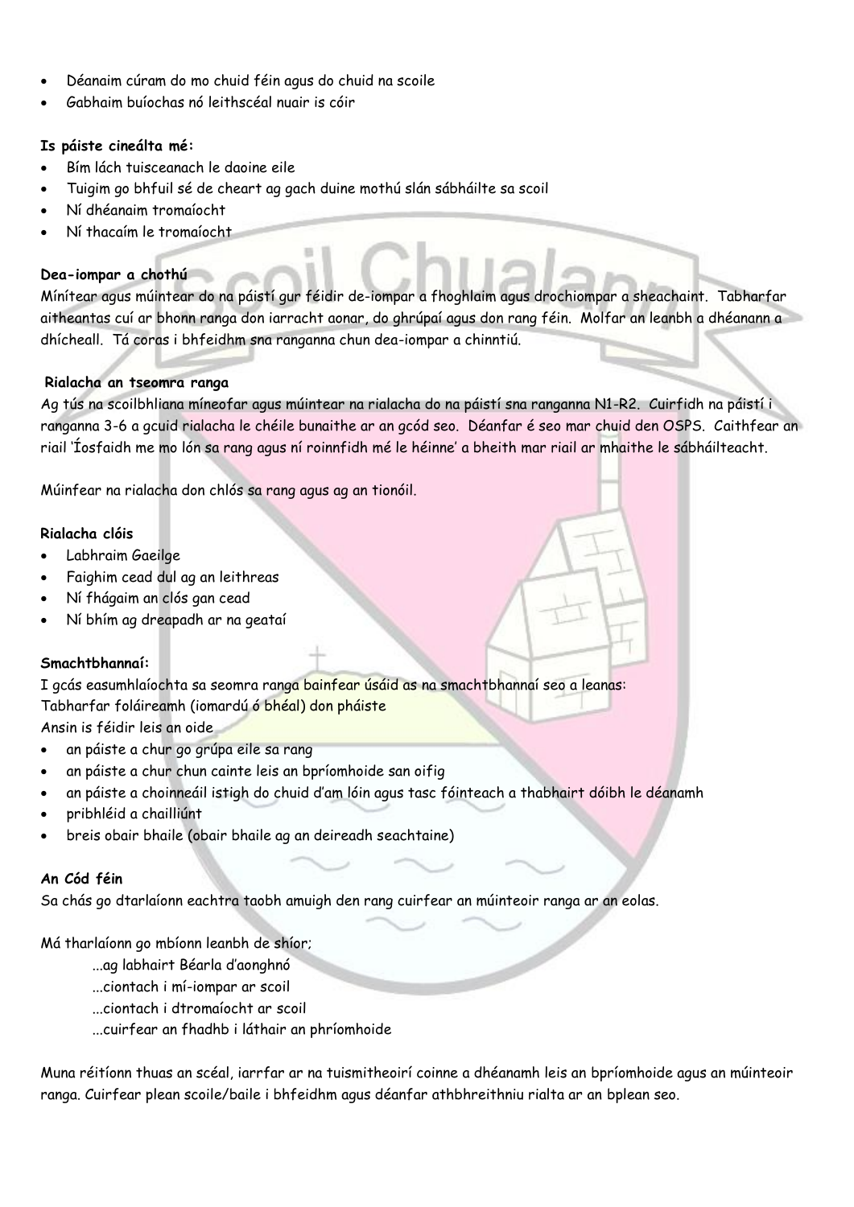- Déanaim cúram do mo chuid féin agus do chuid na scoile
- Gabhaim buíochas nó leithscéal nuair is cóir

**Is páiste cineálta mé:**

- Bím lách tuisceanach le daoine eile
- Tuigim go bhfuil sé de cheart ag gach duine mothú slán sábháilte sa scoil
- Ní dhéanaim tromaíocht
- Ní thacaím le tromaíocht

**Dea-iompar a chothú**

Mínítear agus múintear do na páistí gur féidir de-iompar a fhoghlaim agus drochiompar a sheachaint. Tabharfar aitheantas cuí ar bhonn ranga don iarracht aonar, do ghrúpaí agus don rang féin. Molfar an leanbh a dhéanann a dhícheall. Tá coras i bhfeidhm sna ranganna chun dea-iompar a chinntiú.

**Rialacha an tseomra ranga**

Ag tús na scoilbhliana míneofar agus múintear na rialacha do na páistí sna ranganna N1-R2. Cuirfidh na páistí i ranganna 3-6 a gcuid rialacha le chéile bunaithe ar an gcód seo. Déanfar é seo mar chuid den OSPS. Caithfear an riail 'Íosfaidh me mo lón sa rang agus ní roinnfidh mé le héinne' a bheith mar riail ar mhaithe le sábháilteacht.

Múinfear na rialacha don chlós sa rang agus ag an tionóil.

**Rialacha clóis**

- Labhraim Gaeilge
- Faighim cead dul ag an leithreas
- Ní fhágaim an clós gan cead
- Ní bhím ag dreapadh ar na geataí

**Smachtbhannaí:**

I gcás easumhlaíochta sa seomra ranga bainfear úsáid as na smachtbhannaí seo a leanas:
Tabharfar foláireamh (iomardú ó bhéal) don pháiste
Ansin is féidir leis an oide

- an páiste a chur go grúpa eile sa rang
- an páiste a chur chun cainte leis an bpríomhoide san oifig
- an páiste a choinneáil istigh do chuid d'am lóin agus tasc fóinteach a thabhairt dóibh le déanamh
- pribhléid a chailliúnt
- breis obair bhaile (obair bhaile ag an deireadh seachtaine)

**An Cód féin**

Sa chás go dtarlaíonn eachtra taobh amuigh den rang cuirfear an múinteoir ranga ar an eolas.

Má tharlaíonn go mbíonn leanbh de shíor;

...ag labhairt Béarla d'aonghnó
...ciontach i mí-iompar ar scoil
...ciontach i dtromaíocht ar scoil
...cuirfear an fhadhb i láthair an phríomhoide

Muna réitíonn thuas an scéal, iarrfar ar na tuismitheoirí coinne a dhéanamh leis an bpríomhoide agus an múinteoir ranga. Cuirfear plean scoile/baile i bhfeidhm agus déanfar athbhreithniu rialta ar an bplean seo.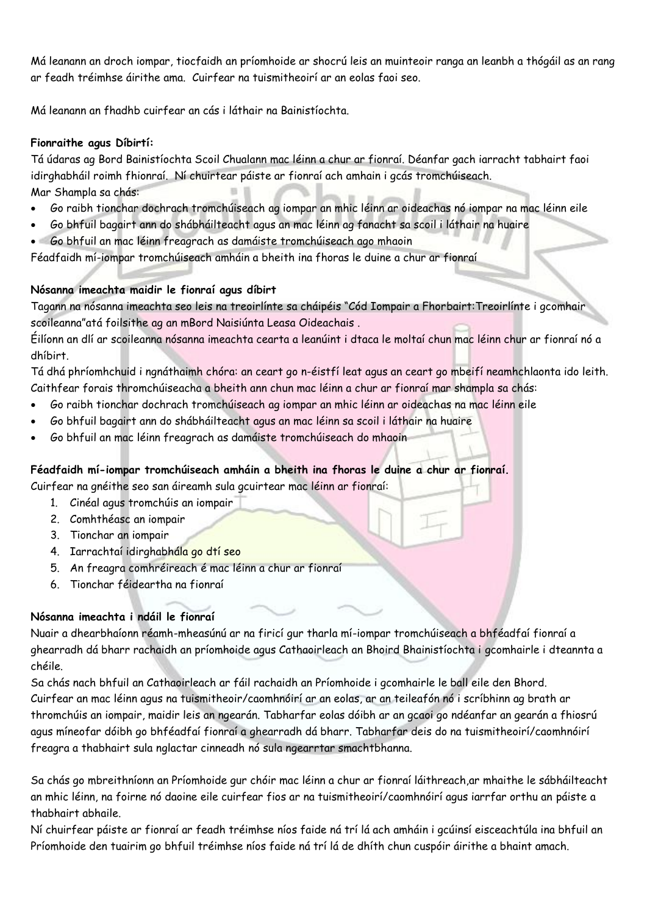Má leanann an droch iompar, tiocfaidh an príomhoide ar shocrú leis an muinteoir ranga an leanbh a thógáil as an rang ar feadh tréimhse áirithe ama. Cuirfear na tuismitheoirí ar an eolas faoi seo.

Má leanann an fhadhb cuirfear an cás i láthair na Bainistíochta.

**Fionraithe agus Díbirtí:**

Tá údaras ag Bord Bainistíochta Scoil Chualann mac léinn a chur ar fionraí. Déanfar gach iarracht tabhairt faoi idirghabháil roimh fhionraí. Ní chuirtear páiste ar fionraí ach amhain i gcás tromchúiseach.

Mar Shampla sa chás:

- Go raibh tionchar dochrach tromchúiseach ag iompar an mhic léinn ar oideachas nó iompar na mac léinn eile
- Go bhfuil bagairt ann do shábháilteacht agus an mac léinn ag fanacht sa scoil i láthair na huaire
- Go bhfuil an mac léinn freagrach as damáiste tromchúiseach ago mhaoin

Féadfaidh mí-iompar tromchúiseach amháin a bheith ina fhoras le duine a chur ar fionraí

**Nósanna imeachta maidir le fionraí agus díbirt**

Tagann na nósanna imeachta seo leis na treoirlínte sa cháipéis "Cód Iompair a Fhorbairt:Treoirlínte i gcomhair scoileanna"atá foilsithe ag an mBord Naisiúnta Leasa Oideachais .

Éilíonn an dlí ar scoileanna nósanna imeachta cearta a leanúint i dtaca le moltaí chun mac léinn chur ar fionraí nó a dhíbirt.

Tá dhá phríomhchuid i ngnáthaimh chóra: an ceart go n-éistfí leat agus an ceart go mbeifí neamhchlaonta ido leith.

Caithfear forais thromchúiseacha a bheith ann chun mac léinn a chur ar fionraí mar shampla sa chás:

- Go raibh tionchar dochrach tromchúiseach ag iompar an mhic léinn ar oideachas na mac léinn eile
- Go bhfuil bagairt ann do shábháilteacht agus an mac léinn sa scoil i láthair na huaire
- Go bhfuil an mac léinn freagrach as damáiste tromchúiseach do mhaoin

**Féadfaidh mí-iompar tromchúiseach amháin a bheith ina fhoras le duine a chur ar fionraí.**

Cuirfear na gnéithe seo san áireamh sula gcuirtear mac léinn ar fionraí:

1. Cinéal agus tromchúis an iompair
2. Comhthéasc an iompair
3. Tionchar an iompair
4. Iarrachtaí idirghabhála go dtí seo
5. An freagra comhréireach é mac léinn a chur ar fionraí
6. Tionchar féideartha na fionraí

**Nósanna imeachta i ndáil le fionraí**

Nuair a dhearbhaíonn réamh-mheasúnú ar na firicí gur tharla mí-iompar tromchúiseach a bhféadfaí fionraí a ghearradh dá bharr rachaidh an príomhoide agus Cathaoirleach an Bhoird Bhainistíochta i gcomhairle i dteannta a chéile.

Sa chás nach bhfuil an Cathaoirleach ar fáil rachaidh an Príomhoide i gcomhairle le ball eile den Bhord.

Cuirfear an mac léinn agus na tuismitheoir/caomhnóirí ar an eolas, ar an teileafón nó i scríbhinn ag brath ar thromchúis an iompair, maidir leis an ngearán. Tabharfar eolas dóibh ar an gcaoi go ndéanfar an gearán a fhiosrú agus míneofar dóibh go bhféadfaí fionraí a ghearradh dá bharr. Tabharfar deis do na tuismitheoirí/caomhnóirí freagra a thabhairt sula nglactar cinneadh nó sula ngearrtar smachtbhanna.

Sa chás go mbreithníonn an Príomhoide gur chóir mac léinn a chur ar fionraí láithreach,ar mhaithe le sábháilteacht an mhic léinn, na foirne nó daoine eile cuirfear fios ar na tuismitheoirí/caomhnóirí agus iarrfar orthu an páiste a thabhairt abhaile.

Ní chuirfear páiste ar fionraí ar feadh tréimhse níos faide ná trí lá ach amháin i gcúinsí eisceachtúla ina bhfuil an Príomhoide den tuairim go bhfuil tréimhse níos faide ná trí lá de dhíth chun cuspóir áirithe a bhaint amach.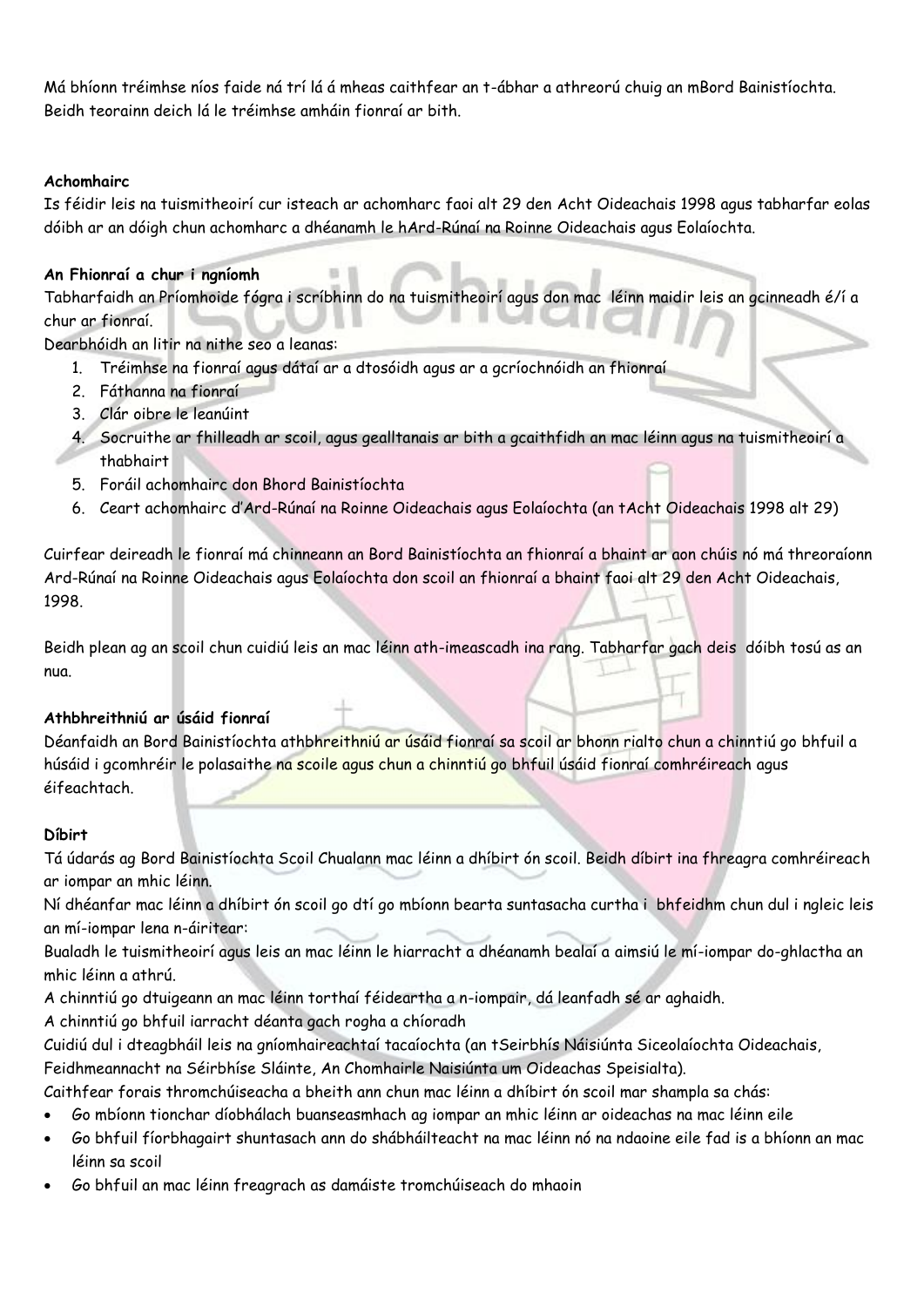Má bhíonn tréimhse níos faide ná trí lá á mheas caithfear an t-ábhar a athreorú chuig an mBord Bainistíochta. Beidh teorainn deich lá le tréimhse amháin fionraí ar bith.

**Achomhairc**

Is féidir leis na tuismitheoirí cur isteach ar achomharc faoi alt 29 den Acht Oideachais 1998 agus tabharfar eolas dóibh ar an dóigh chun achomharc a dhéanamh le hArd-Rúnaí na Roinne Oideachais agus Eolaíochta.

**An Fhionraí a chur i ngníomh**

Tabharfaidh an Príomhoide fógra i scríbhinn do na tuismitheoirí agus don mac léinn maidir leis an gcinneadh é/í a chur ar fionraí.

Dearbhóidh an litir na nithe seo a leanas:

1. Tréimhse na fionraí agus dátaí ar a dtosóidh agus ar a gcríochnóidh an fhionraí
2. Fáthanna na fionraí
3. Clár oibre le leanúint
4. Socruithe ar fhilleadh ar scoil, agus gealltanais ar bith a gcaithfidh an mac léinn agus na tuismitheoirí a thabhairt
5. Foráil achomhairc don Bhord Bainistíochta
6. Ceart achomhairc d'Ard-Rúnaí na Roinne Oideachais agus Eolaíochta (an tAcht Oideachais 1998 alt 29)

Cuirfear deireadh le fionraí má chinneann an Bord Bainistíochta an fhionraí a bhaint ar aon chúis nó má threoraíonn Ard-Rúnaí na Roinne Oideachais agus Eolaíochta don scoil an fhionraí a bhaint faoi alt 29 den Acht Oideachais, 1998.

Beidh plean ag an scoil chun cuidiú leis an mac léinn ath-imeascadh ina rang. Tabharfar gach deis dóibh tosú as an nua.

**Athbhreithniú ar úsáid fionraí**

Déanfaidh an Bord Bainistíochta athbhreithniú ar úsáid fionraí sa scoil ar bhonn rialto chun a chinntiú go bhfuil a húsáid i gcomhréir le polasaithe na scoile agus chun a chinntiú go bhfuil úsáid fionraí comhréireach agus éifeachtach.

**Díbirt**

Tá údarás ag Bord Bainistíochta Scoil Chualann mac léinn a dhíbirt ón scoil. Beidh díbirt ina fhreagra comhréireach ar iompar an mhic léinn.

Ní dhéanfar mac léinn a dhíbirt ón scoil go dtí go mbíonn bearta suntasacha curtha i bhfeidhm chun dul i ngleic leis an mí-iompar lena n-áirítear:

Bualadh le tuismitheoirí agus leis an mac léinn le hiarracht a dhéanamh bealaí a aimsiú le mí-iompar do-ghlactha an mhic léinn a athrú.

A chinntiú go dtuigeann an mac léinn torthaí féideartha a n-iompair, dá leanfadh sé ar aghaidh.

A chinntiú go bhfuil iarracht déanta gach rogha a chíoradh

Cuidiú dul i dteagbháil leis na gníomhaireachtaí tacaíochta (an tSeirbhís Náisiúnta Siceolaíochta Oideachais, Feidhmeannacht na Séirbhíse Sláinte, An Chomhairle Naisiúnta um Oideachas Speisialta).

Caithfear forais thromchúiseacha a bheith ann chun mac léinn a dhíbirt ón scoil mar shampla sa chás:

- Go mbíonn tionchar díobhálach buanseasmhach ag iompar an mhic léinn ar oideachas na mac léinn eile
- Go bhfuil fíorbhagairt shuntasach ann do shábháilteacht na mac léinn nó na ndaoine eile fad is a bhíonn an mac léinn sa scoil
- Go bhfuil an mac léinn freagrach as damáiste tromchúiseach do mhaoin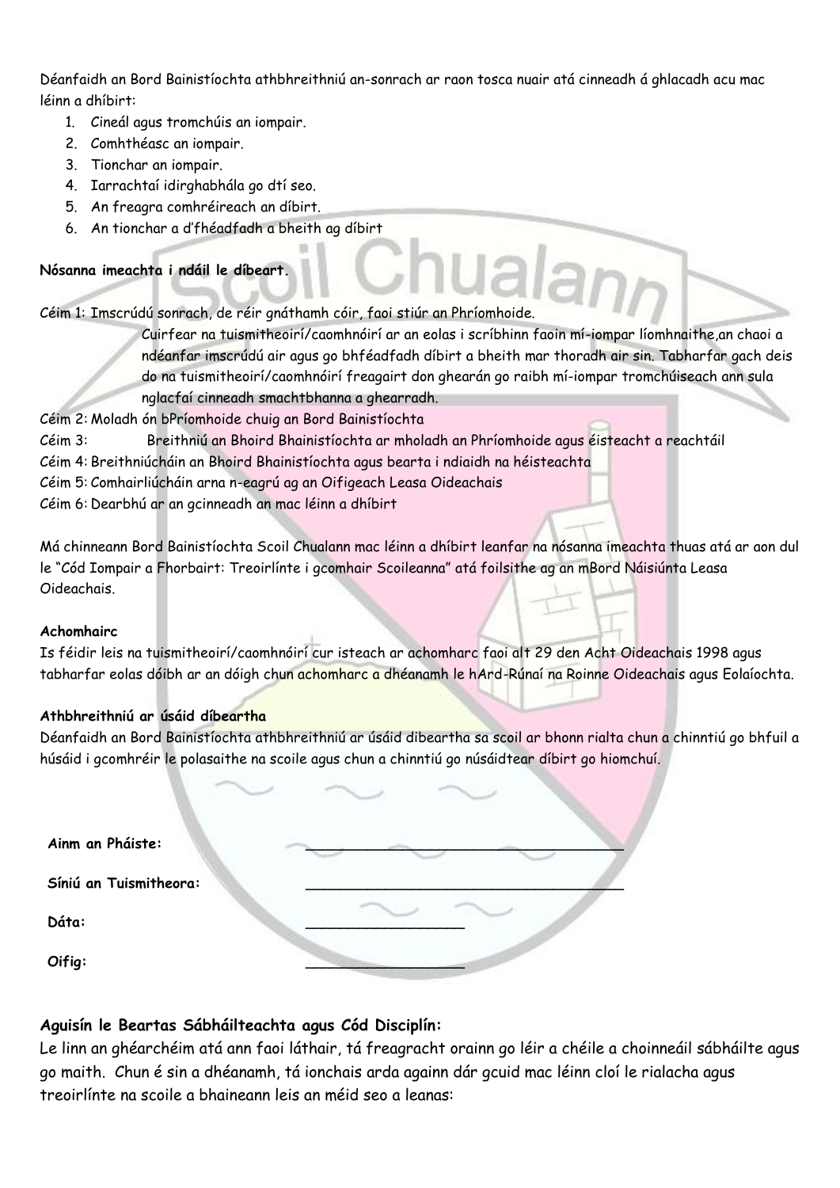Déanfaidh an Bord Bainistíochta athbhreithniú an-sonrach ar raon tosca nuair atá cinneadh á ghlacadh acu mac léinn a dhíbirt:

1. Cineál agus tromchúis an iompair.
2. Comhthéasc an iompair.
3. Tionchar an iompair.
4. Iarrachtaí idirghabhála go dtí seo.
5. An freagra comhréireach an díbirt.
6. An tionchar a d'fhéadfadh a bheith ag díbirt

**Nósanna imeachta i ndáil le díbeart.**

Céim 1: Imscrúdú sonrach, de réir gnáthamh cóir, faoi stiúr an Phríomhoide.
Cuirfear na tuismitheoirí/caomhnóirí ar an eolas i scríbhinn faoin mí-iompar líomhnaithe,an chaoi a ndéanfar imscrúdú air agus go bhféadfadh díbirt a bheith mar thoradh air sin. Tabharfar gach deis do na tuismitheoirí/caomhnóirí freagairt don ghearán go raibh mí-iompar tromchúiseach ann sula nglacfaí cinneadh smachtbhanna a ghearradh.

Céim 2: Moladh ón bPríomhoide chuig an Bord Bainistíochta

Céim 3: Breithniú an Bhoird Bhainistíochta ar mholadh an Phríomhoide agus éisteacht a reachtáil

Céim 4: Breithniúcháin an Bhoird Bhainistíochta agus bearta i ndiaidh na héisteachta

Céim 5: Comhairliúcháin arna n-eagrú ag an Oifigeach Leasa Oideachais

Céim 6: Dearbhú ar an gcinneadh an mac léinn a dhíbirt

Má chinneann Bord Bainistíochta Scoil Chualann mac léinn a dhíbirt leanfar na nósanna imeachta thuas atá ar aon dul le "Cód Iompair a Fhorbairt: Treoirlínte i gcomhair Scoileanna" atá foilsithe ag an mBord Náisiúnta Leasa Oideachais.

**Achomhairc**

Is féidir leis na tuismitheoirí/caomhnóirí cur isteach ar achomharc faoi alt 29 den Acht Oideachais 1998 agus tabharfar eolas dóibh ar an dóigh chun achomharc a dhéanamh le hArd-Rúnaí na Roinne Oideachais agus Eolaíochta.

**Athbhreithniú ar úsáid díbeartha**

Déanfaidh an Bord Bainistíochta athbhreithniú ar úsáid dibeartha sa scoil ar bhonn rialta chun a chinntiú go bhfuil a húsáid i gcomhréir le polasaithe na scoile agus chun a chinntiú go núsáidtear díbirt go hiomchuí.

**Ainm an Pháiste:** ____________________________________

**Síniú an Tuismitheora:** ____________________________________

**Dáta:** __________________

**Oifig:** __________________

### Aguisín le Beartas Sábháilteachta agus Cód Disciplín:

Le linn an ghéarchéim atá ann faoi láthair, tá freagracht orainn go léir a chéile a choinneáil sábháilte agus go maith. Chun é sin a dhéanamh, tá ionchais arda againn dár gcuid mac léinn cloí le rialacha agus treoirlínte na scoile a bhaineann leis an méid seo a leanas: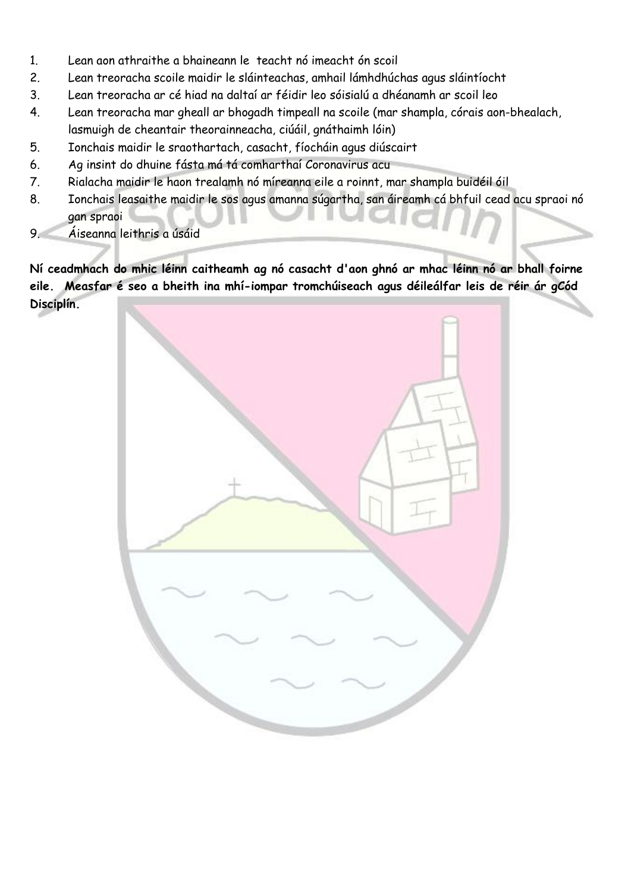1. Lean aon athraithe a bhaineann le teacht nó imeacht ón scoil
2. Lean treoracha scoile maidir le sláinteachas, amhail lámhdhúchas agus sláintíocht
3. Lean treoracha ar cé hiad na daltaí ar féidir leo sóisialú a dhéanamh ar scoil leo
4. Lean treoracha mar gheall ar bhogadh timpeall na scoile (mar shampla, córais aon-bhealach, lasmuigh de cheantair theorainneacha, ciúáil, gnáthaimh lóin)
5. Ionchais maidir le sraothartach, casacht, fíocháin agus diúscairt
6. Ag insint do dhuine fásta má tá comharthaí Coronavirus acu
7. Rialacha maidir le haon trealamh nó míreanna eile a roinnt, mar shampla buidéil óil
8. Ionchais leasaithe maidir le sos agus amanna súgartha, san áireamh cá bhfuil cead acu spraoi nó gan spraoi
9. Áiseanna leithris a úsáid

**Ní ceadmhach do mhic léinn caitheamh ag nó casacht d'aon ghnó ar mhac léinn nó ar bhall foirne eile. Measfar é seo a bheith ina mhí-iompar tromchúiseach agus déileálfar leis de réir ár gCód Disciplín.**